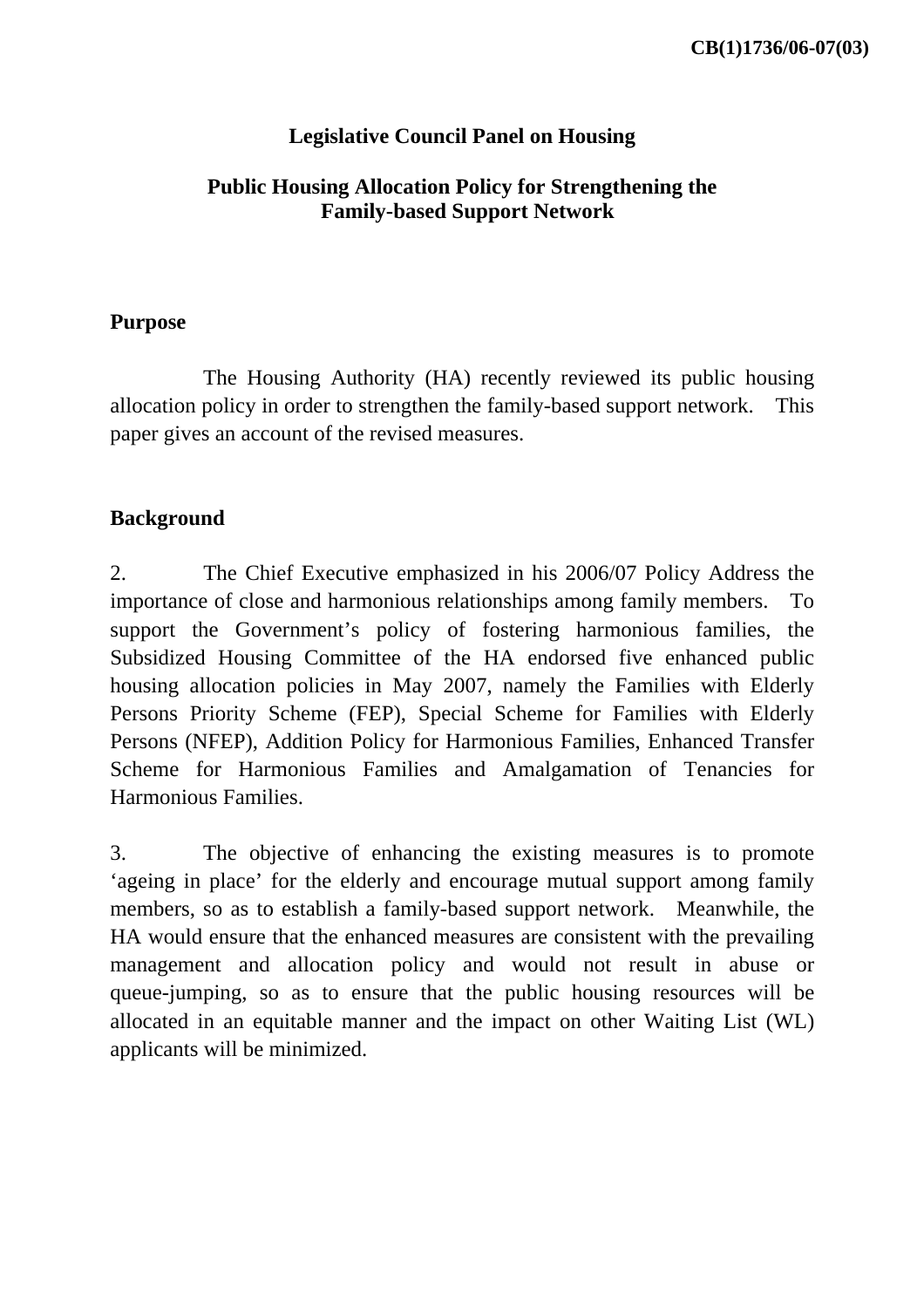CB(1)1736/06-07(03)

**Legislative Council Panel on Housing**

**Public Housing Allocation Policy for Strengthening the Family-based Support Network**

## Purpose

The Housing Authority (HA) recently reviewed its public housing allocation policy in order to strengthen the family-based support network. This paper gives an account of the revised measures.

## Background

2. The Chief Executive emphasized in his 2006/07 Policy Address the importance of close and harmonious relationships among family members. To support the Government's policy of fostering harmonious families, the Subsidized Housing Committee of the HA endorsed five enhanced public housing allocation policies in May 2007, namely the Families with Elderly Persons Priority Scheme (FEP), Special Scheme for Families with Elderly Persons (NFEP), Addition Policy for Harmonious Families, Enhanced Transfer Scheme for Harmonious Families and Amalgamation of Tenancies for Harmonious Families.

3. The objective of enhancing the existing measures is to promote 'ageing in place' for the elderly and encourage mutual support among family members, so as to establish a family-based support network. Meanwhile, the HA would ensure that the enhanced measures are consistent with the prevailing management and allocation policy and would not result in abuse or queue-jumping, so as to ensure that the public housing resources will be allocated in an equitable manner and the impact on other Waiting List (WL) applicants will be minimized.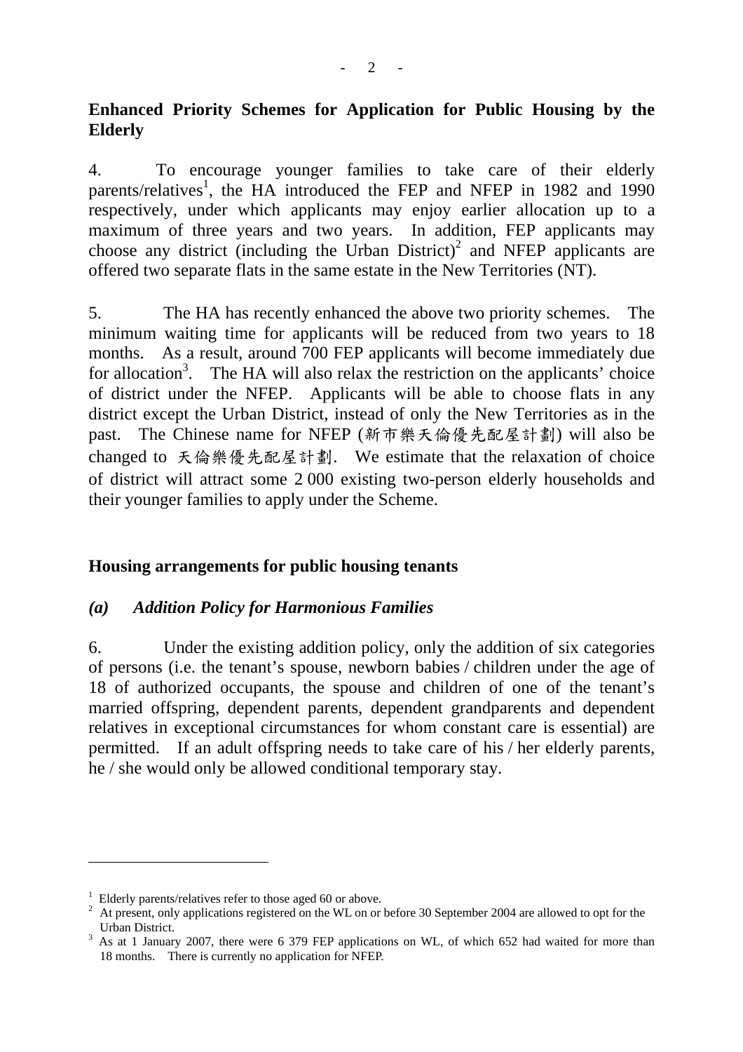## Enhanced Priority Schemes for Application for Public Housing by the Elderly

4. To encourage younger families to take care of their elderly parents/relatives[1], the HA introduced the FEP and NFEP in 1982 and 1990 respectively, under which applicants may enjoy earlier allocation up to a maximum of three years and two years. In addition, FEP applicants may choose any district (including the Urban District)[2] and NFEP applicants are offered two separate flats in the same estate in the New Territories (NT).

5. The HA has recently enhanced the above two priority schemes. The minimum waiting time for applicants will be reduced from two years to 18 months. As a result, around 700 FEP applicants will become immediately due for allocation[3]. The HA will also relax the restriction on the applicants' choice of district under the NFEP. Applicants will be able to choose flats in any district except the Urban District, instead of only the New Territories as in the past. The Chinese name for NFEP (新市樂天倫優先配屋計劃) will also be changed to 天倫樂優先配屋計劃. We estimate that the relaxation of choice of district will attract some 2 000 existing two-person elderly households and their younger families to apply under the Scheme.

## Housing arrangements for public housing tenants

### *(a) Addition Policy for Harmonious Families*

6. Under the existing addition policy, only the addition of six categories of persons (i.e. the tenant's spouse, newborn babies / children under the age of 18 of authorized occupants, the spouse and children of one of the tenant's married offspring, dependent parents, dependent grandparents and dependent relatives in exceptional circumstances for whom constant care is essential) are permitted. If an adult offspring needs to take care of his / her elderly parents, he / she would only be allowed conditional temporary stay.

---

[1] Elderly parents/relatives refer to those aged 60 or above.

[2] At present, only applications registered on the WL on or before 30 September 2004 are allowed to opt for the Urban District.

[3] As at 1 January 2007, there were 6 379 FEP applications on WL, of which 652 had waited for more than 18 months. There is currently no application for NFEP.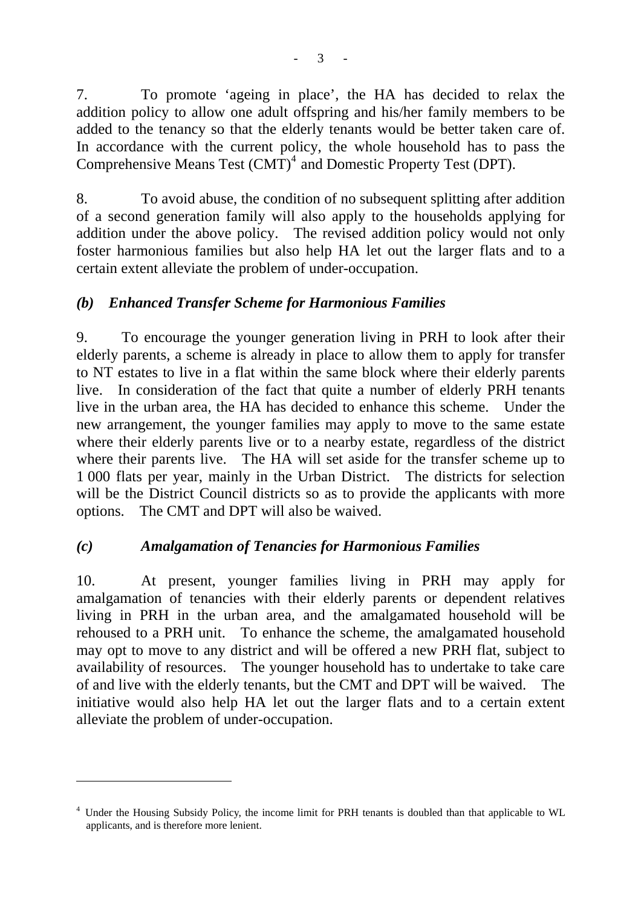7. To promote 'ageing in place', the HA has decided to relax the addition policy to allow one adult offspring and his/her family members to be added to the tenancy so that the elderly tenants would be better taken care of. In accordance with the current policy, the whole household has to pass the Comprehensive Means Test (CMT)[4] and Domestic Property Test (DPT).

8. To avoid abuse, the condition of no subsequent splitting after addition of a second generation family will also apply to the households applying for addition under the above policy. The revised addition policy would not only foster harmonious families but also help HA let out the larger flats and to a certain extent alleviate the problem of under-occupation.

### *(b) Enhanced Transfer Scheme for Harmonious Families*

9. To encourage the younger generation living in PRH to look after their elderly parents, a scheme is already in place to allow them to apply for transfer to NT estates to live in a flat within the same block where their elderly parents live. In consideration of the fact that quite a number of elderly PRH tenants live in the urban area, the HA has decided to enhance this scheme. Under the new arrangement, the younger families may apply to move to the same estate where their elderly parents live or to a nearby estate, regardless of the district where their parents live. The HA will set aside for the transfer scheme up to 1 000 flats per year, mainly in the Urban District. The districts for selection will be the District Council districts so as to provide the applicants with more options. The CMT and DPT will also be waived.

### *(c) Amalgamation of Tenancies for Harmonious Families*

10. At present, younger families living in PRH may apply for amalgamation of tenancies with their elderly parents or dependent relatives living in PRH in the urban area, and the amalgamated household will be rehoused to a PRH unit. To enhance the scheme, the amalgamated household may opt to move to any district and will be offered a new PRH flat, subject to availability of resources. The younger household has to undertake to take care of and live with the elderly tenants, but the CMT and DPT will be waived. The initiative would also help HA let out the larger flats and to a certain extent alleviate the problem of under-occupation.

---

[4] Under the Housing Subsidy Policy, the income limit for PRH tenants is doubled than that applicable to WL applicants, and is therefore more lenient.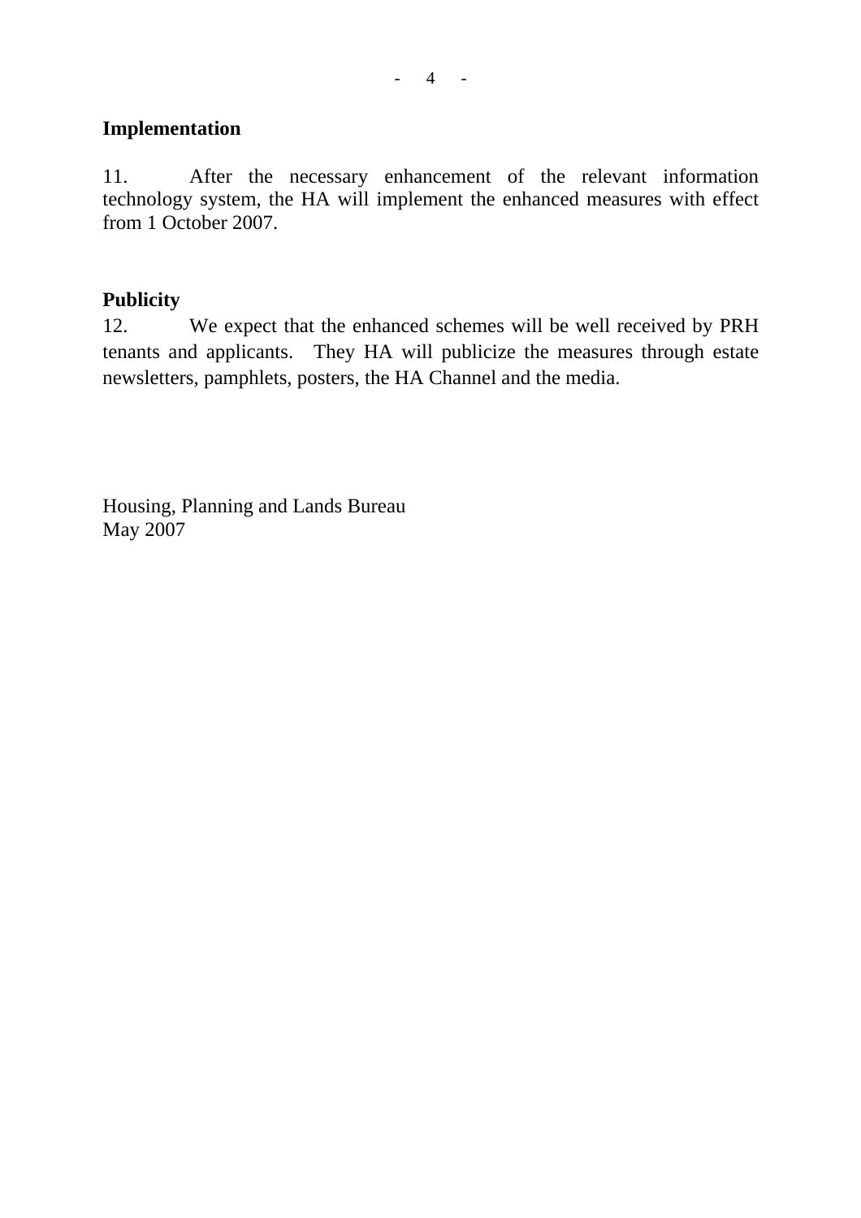**Implementation**

11. After the necessary enhancement of the relevant information technology system, the HA will implement the enhanced measures with effect from 1 October 2007.

**Publicity**

12. We expect that the enhanced schemes will be well received by PRH tenants and applicants. They HA will publicize the measures through estate newsletters, pamphlets, posters, the HA Channel and the media.

Housing, Planning and Lands Bureau
May 2007